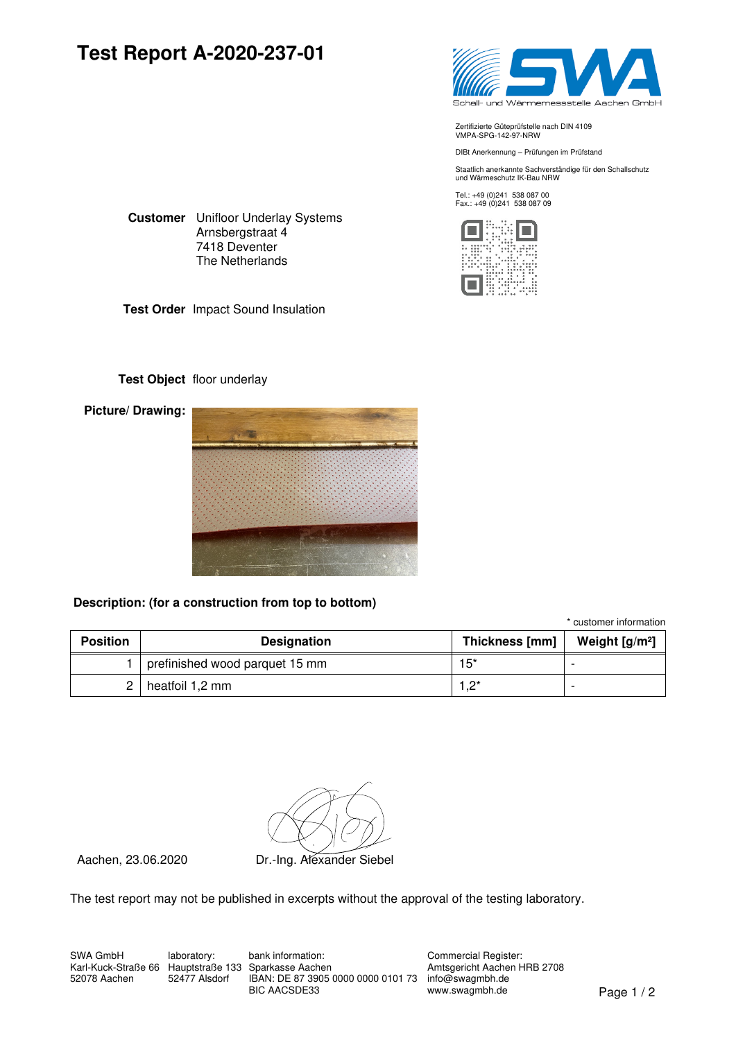# Test Report A-2020-237-01

Schall- und Wärmemessstelle Aachen GmbH

Zertifizierte Güteprüfstelle nach DIN 4109
VMPA-SPG-142-97-NRW

DIBt Anerkennung – Prüfungen im Prüfstand

Staatlich anerkannte Sachverständige für den Schallschutz und Wärmeschutz IK-Bau NRW

Tel.: +49 (0)241 538 087 00
Fax.: +49 (0)241 538 087 09

**Customer** Unifloor Underlay Systems
Arnsbergstraat 4
7418 Deventer
The Netherlands

**Test Order** Impact Sound Insulation

**Test Object** floor underlay

**Picture/ Drawing:**

**Description: (for a construction from top to bottom)**

\* customer information

| Position | Designation | Thickness [mm] | Weight [g/m²] |
|---|---|---|---|
| 1 | prefinished wood parquet 15 mm | 15* | - |
| 2 | heatfoil 1,2 mm | 1,2* | - |

Aachen, 23.06.2020

Dr.-Ing. Alexander Siebel

The test report may not be published in excerpts without the approval of the testing laboratory.

SWA GmbH
Karl-Kuck-Straße 66
52078 Aachen

laboratory:
Hauptstraße 133
52477 Alsdorf

bank information:
Sparkasse Aachen
IBAN: DE 87 3905 0000 0000 0101 73
BIC AACSDE33

Commercial Register:
Amtsgericht Aachen HRB 2708
info@swagmbh.de
www.swagmbh.de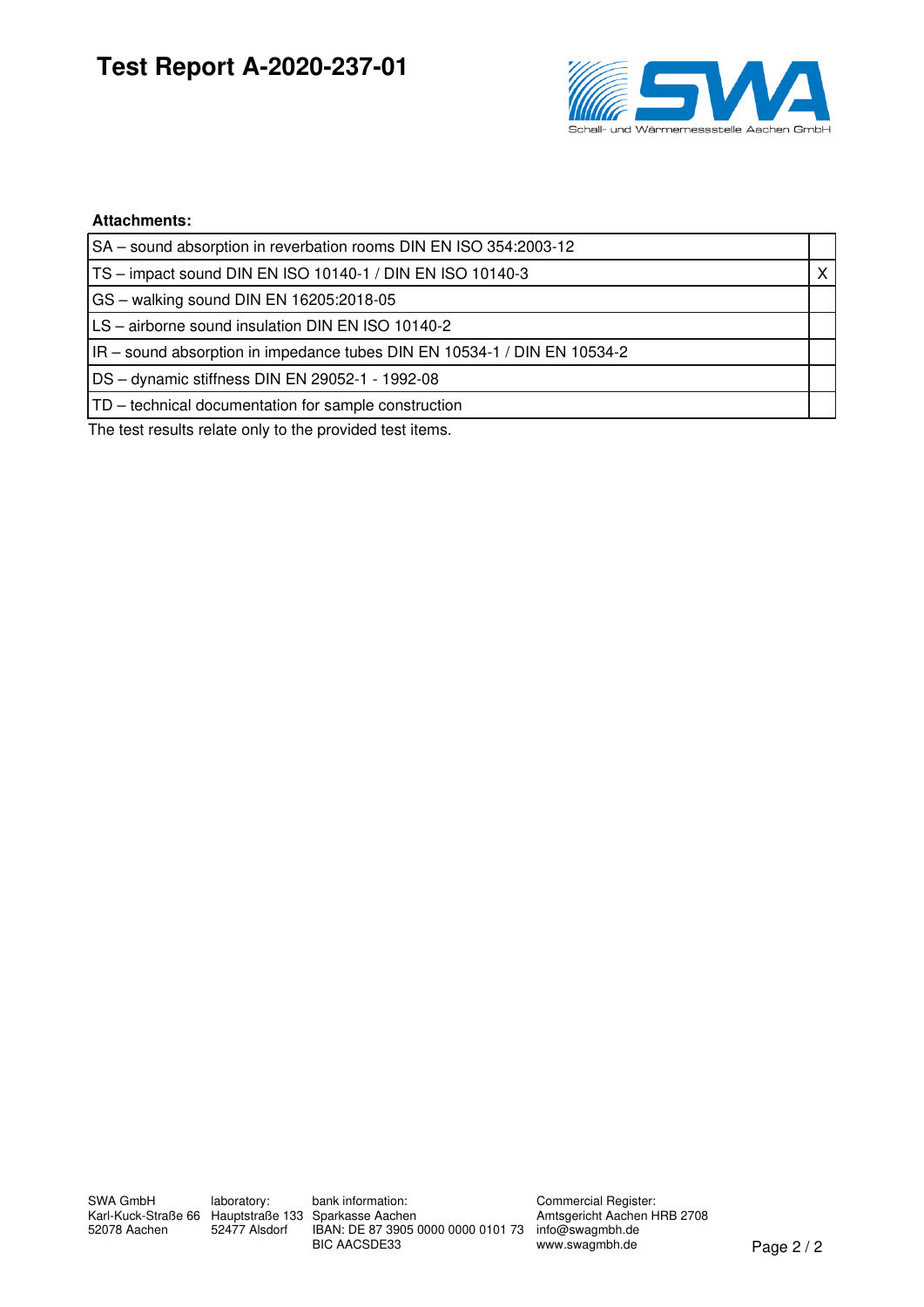# Test Report A-2020-237-01

**Attachments:**

| | |
|---|---|
| SA – sound absorption in reverbation rooms DIN EN ISO 354:2003-12 | |
| TS – impact sound DIN EN ISO 10140-1 / DIN EN ISO 10140-3 | X |
| GS – walking sound DIN EN 16205:2018-05 | |
| LS – airborne sound insulation DIN EN ISO 10140-2 | |
| IR – sound absorption in impedance tubes DIN EN 10534-1 / DIN EN 10534-2 | |
| DS – dynamic stiffness DIN EN 29052-1 - 1992-08 | |
| TD – technical documentation for sample construction | |

The test results relate only to the provided test items.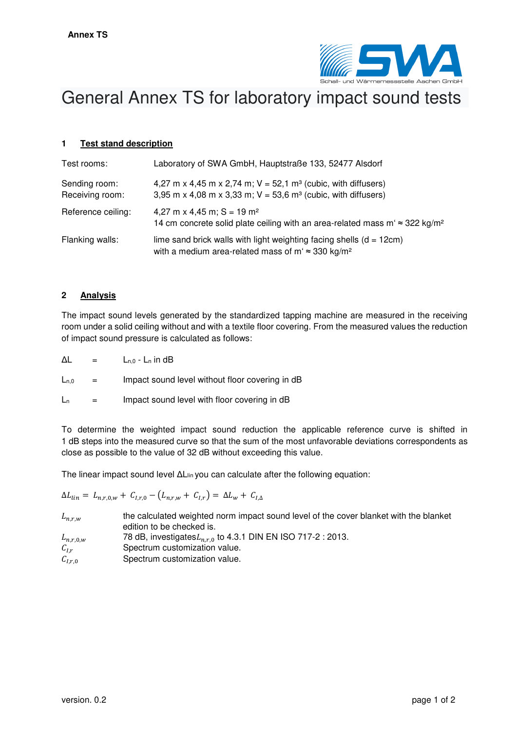**Annex TS**

# General Annex TS for laboratory impact sound tests

## 1 Test stand description

| | |
|---|---|
| Test rooms: | Laboratory of SWA GmbH, Hauptstraße 133, 52477 Alsdorf |
| Sending room: | 4,27 m x 4,45 m x 2,74 m; V = 52,1 m³ (cubic, with diffusers) |
| Receiving room: | 3,95 m x 4,08 m x 3,33 m; V = 53,6 m³ (cubic, with diffusers) |
| Reference ceiling: | 4,27 m x 4,45 m; S = 19 m² <br> 14 cm concrete solid plate ceiling with an area-related mass m' ≈ 322 kg/m² |
| Flanking walls: | lime sand brick walls with light weighting facing shells (d = 12cm) <br> with a medium area-related mass of m' ≈ 330 kg/m² |

## 2 Analysis

The impact sound levels generated by the standardized tapping machine are measured in the receiving room under a solid ceiling without and with a textile floor covering. From the measured values the reduction of impact sound pressure is calculated as follows:

$\Delta L$ = $L_{n,0}$ - $L_n$ in dB

$L_{n,0}$ = Impact sound level without floor covering in dB

$L_n$ = Impact sound level with floor covering in dB

To determine the weighted impact sound reduction the applicable reference curve is shifted in 1 dB steps into the measured curve so that the sum of the most unfavorable deviations correspondents as close as possible to the value of 32 dB without exceeding this value.

The linear impact sound level $\Delta L_{lin}$ you can calculate after the following equation:

$$\Delta L_{lin} = L_{n,r,0,w} + C_{I,r,0} - \left(L_{n,r,w} + C_{I,r}\right) = \Delta L_w + C_{I,\Delta}$$

| | |
|---|---|
| $L_{n,r,w}$ | the calculated weighted norm impact sound level of the cover blanket with the blanket edition to be checked is. |
| $L_{n,r,0,w}$ | 78 dB, investigates $L_{n,r,0}$ to 4.3.1 DIN EN ISO 717-2 : 2013. |
| $C_{I,r}$ | Spectrum customization value. |
| $C_{I,r,0}$ | Spectrum customization value. |

version. 0.2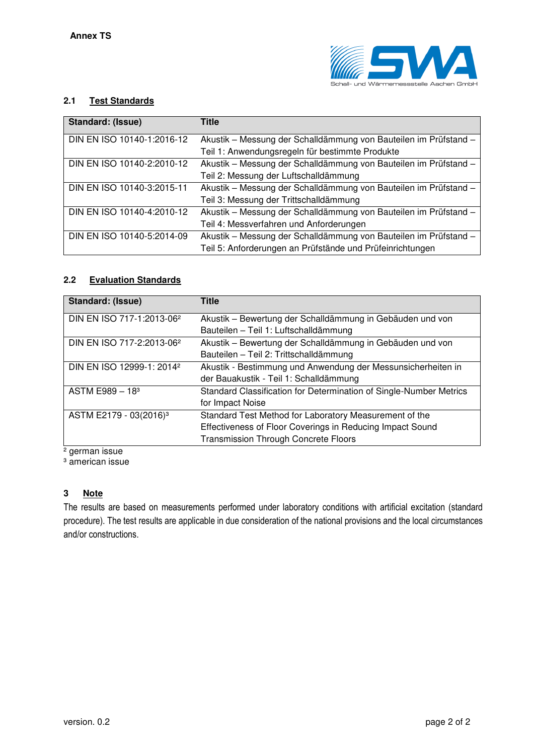**Annex TS**

## 2.1 Test Standards

| Standard: (Issue) | Title |
|---|---|
| DIN EN ISO 10140-1:2016-12 | Akustik – Messung der Schalldämmung von Bauteilen im Prüfstand – Teil 1: Anwendungsregeln für bestimmte Produkte |
| DIN EN ISO 10140-2:2010-12 | Akustik – Messung der Schalldämmung von Bauteilen im Prüfstand – Teil 2: Messung der Luftschalldämmung |
| DIN EN ISO 10140-3:2015-11 | Akustik – Messung der Schalldämmung von Bauteilen im Prüfstand – Teil 3: Messung der Trittschalldämmung |
| DIN EN ISO 10140-4:2010-12 | Akustik – Messung der Schalldämmung von Bauteilen im Prüfstand – Teil 4: Messverfahren und Anforderungen |
| DIN EN ISO 10140-5:2014-09 | Akustik – Messung der Schalldämmung von Bauteilen im Prüfstand – Teil 5: Anforderungen an Prüfstände und Prüfeinrichtungen |

## 2.2 Evaluation Standards

| Standard: (Issue) | Title |
|---|---|
| DIN EN ISO 717-1:2013-06[2] | Akustik – Bewertung der Schalldämmung in Gebäuden und von Bauteilen – Teil 1: Luftschalldämmung |
| DIN EN ISO 717-2:2013-06[2] | Akustik – Bewertung der Schalldämmung in Gebäuden und von Bauteilen – Teil 2: Trittschalldämmung |
| DIN EN ISO 12999-1: 2014[2] | Akustik - Bestimmung und Anwendung der Messunsicherheiten in der Bauakustik - Teil 1: Schalldämmung |
| ASTM E989 – 18[3] | Standard Classification for Determination of Single-Number Metrics for Impact Noise |
| ASTM E2179 - 03(2016)[3] | Standard Test Method for Laboratory Measurement of the Effectiveness of Floor Coverings in Reducing Impact Sound Transmission Through Concrete Floors |

[2] german issue
[3] american issue

# 3 Note

The results are based on measurements performed under laboratory conditions with artificial excitation (standard procedure). The test results are applicable in due consideration of the national provisions and the local circumstances and/or constructions.

version. 0.2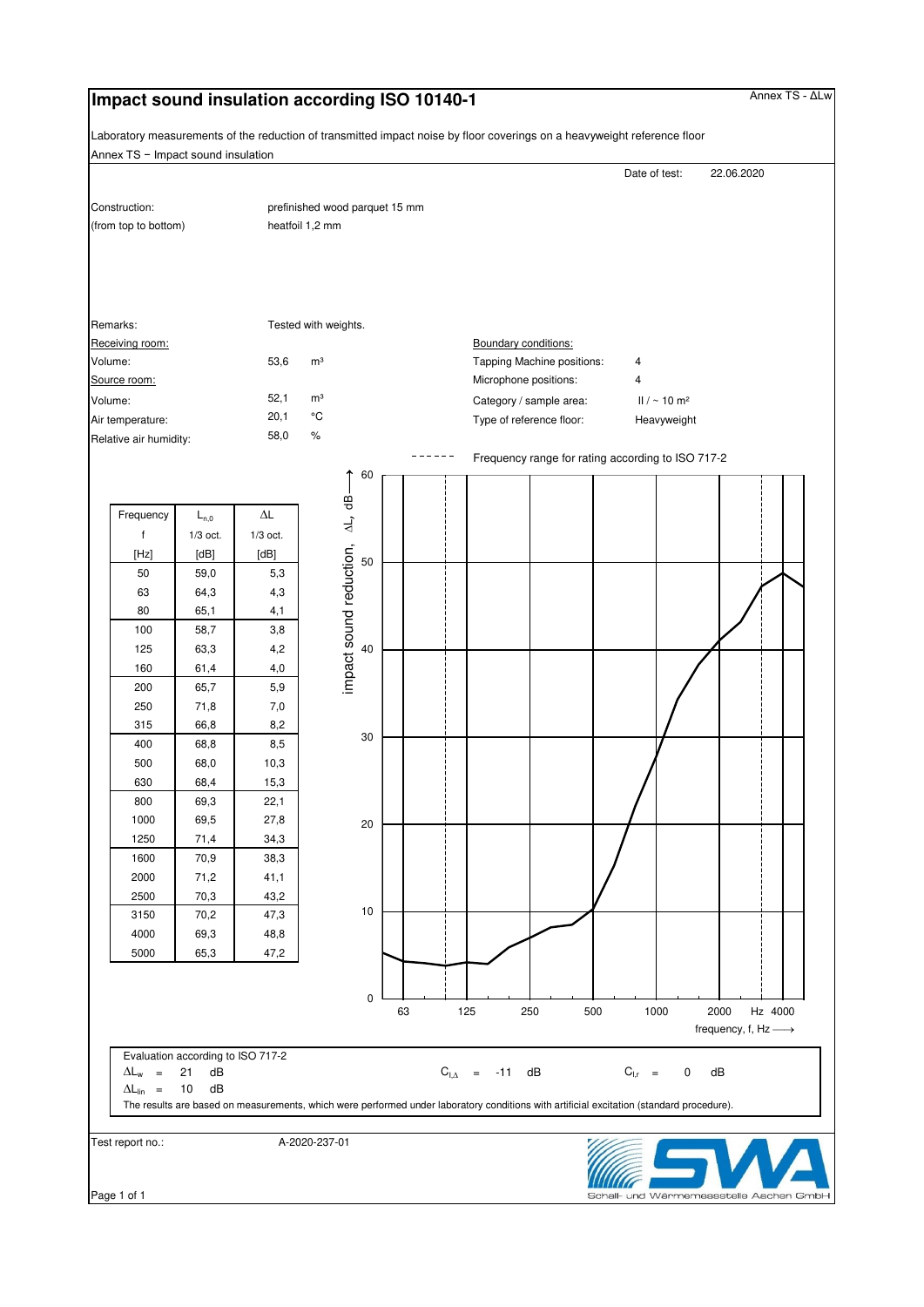# Impact sound insulation according ISO 10140-1

Annex TS - ΔLw

Laboratory measurements of the reduction of transmitted impact noise by floor coverings on a heavyweight reference floor

Annex TS − Impact sound insulation

Date of test: 22.06.2020

Construction: (from top to bottom)

prefinished wood parquet 15 mm
heatfoil 1,2 mm

Remarks: Tested with weights.

Receiving room:
Volume: 53,6 m³

Source room:
Volume: 52,1 m³
Air temperature: 20,1 °C
Relative air humidity: 58,0 %

Boundary conditions:
Tapping Machine positions: 4
Microphone positions: 4
Category / sample area: II / ~ 10 m²
Type of reference floor: Heavyweight

| Frequency f [Hz] | $L_{n,0}$ 1/3 oct. [dB] | $\Delta L$ 1/3 oct. [dB] |
|---|---|---|
| 50 | 59,0 | 5,3 |
| 63 | 64,3 | 4,3 |
| 80 | 65,1 | 4,1 |
| 100 | 58,7 | 3,8 |
| 125 | 63,3 | 4,2 |
| 160 | 61,4 | 4,0 |
| 200 | 65,7 | 5,9 |
| 250 | 71,8 | 7,0 |
| 315 | 66,8 | 8,2 |
| 400 | 68,8 | 8,5 |
| 500 | 68,0 | 10,3 |
| 630 | 68,4 | 15,3 |
| 800 | 69,3 | 22,1 |
| 1000 | 69,5 | 27,8 |
| 1250 | 71,4 | 34,3 |
| 1600 | 70,9 | 38,3 |
| 2000 | 71,2 | 41,1 |
| 2500 | 70,3 | 43,2 |
| 3150 | 70,2 | 47,3 |
| 4000 | 69,3 | 48,8 |
| 5000 | 65,3 | 47,2 |

------ Frequency range for rating according to ISO 717-2

impact sound reduction, ΔL, dB

0
10
20
30
40
50
60

63
125
250
500
1000
2000
Hz 4000

frequency, f, Hz

Evaluation according to ISO 717-2

$\Delta L_w$ = 21 dB

$\Delta L_{lin}$ = 10 dB

$C_{I,\Delta}$ = -11 dB

$C_{I,r}$ = 0 dB

The results are based on measurements, which were performed under laboratory conditions with artificial excitation (standard procedure).

Test report no.: A-2020-237-01

SWA Schall- und Wärmemessstelle Aachen GmbH